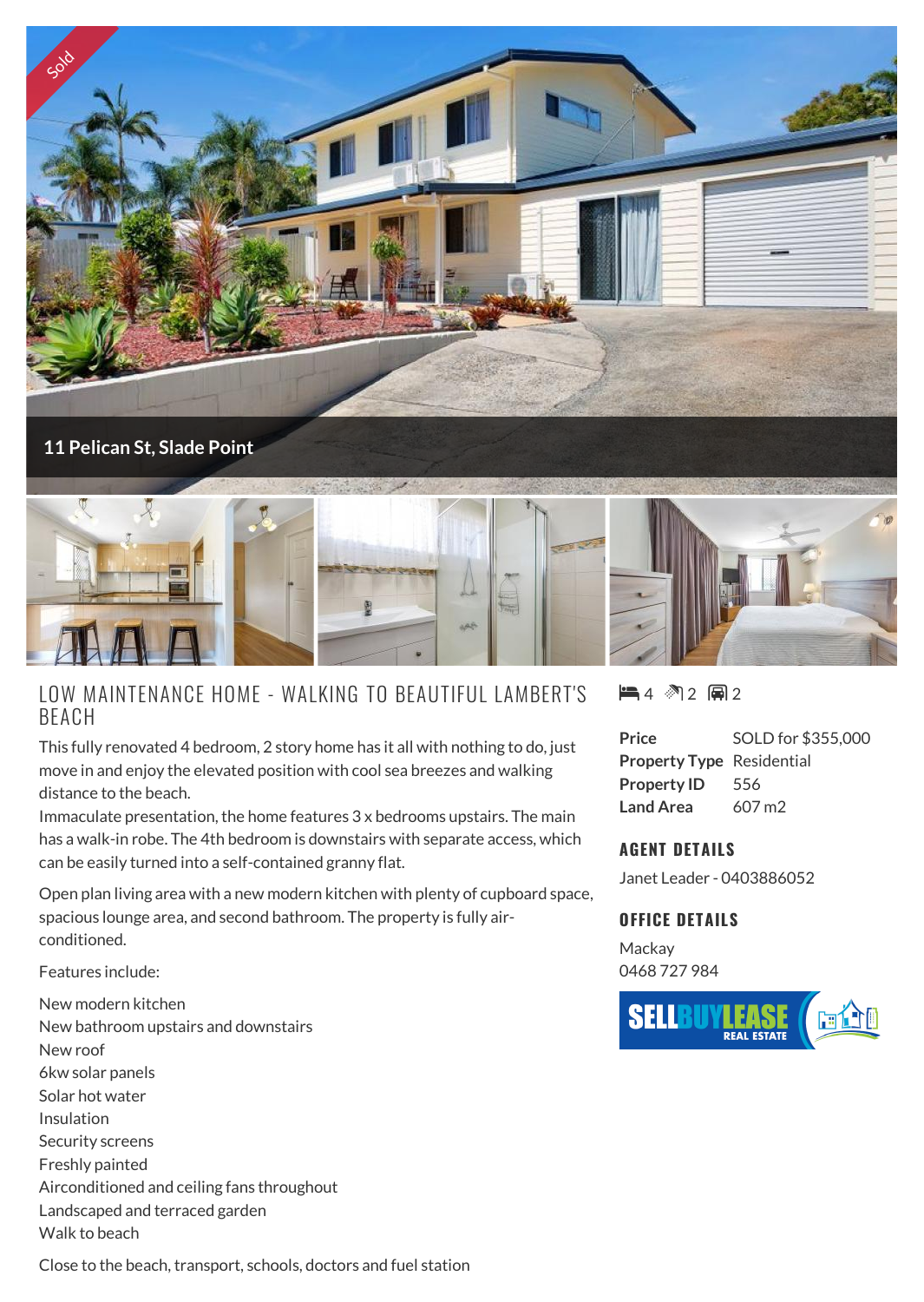Sold

11 Pelican St, Slade Point

# LOW MAINTENANCE HOME - WALKING TO BEAUTIFUL LAMBERT'S BEACH

This fully renovated 4 bedroom, 2 story home has it all with nothing to do, just move in and enjoy the elevated position with cool sea breezes and walking distance to the beach.

Immaculate presentation, the home features 3 x bedrooms upstairs. The main has a walk-in robe. The 4th bedroom is downstairs with separate access, which can be easily turned into a self-contained granny flat.

Open plan living area with a new modern kitchen with plenty of cupboard space, spacious lounge area, and second bathroom. The property is fully air-conditioned.

Features include:

New modern kitchen
New bathroom upstairs and downstairs
New roof
6kw solar panels
Solar hot water
Insulation
Security screens
Freshly painted
Airconditioned and ceiling fans throughout
Landscaped and terraced garden
Walk to beach

Close to the beach, transport, schools, doctors and fuel station

4 2 2

| | |
|---|---|
| **Price** | SOLD for $355,000 |
| **Property Type** | Residential |
| **Property ID** | 556 |
| **Land Area** | 607 m2 |

## AGENT DETAILS

Janet Leader - 0403886052

## OFFICE DETAILS

Mackay
0468 727 984

SELLBUYLEASE REAL ESTATE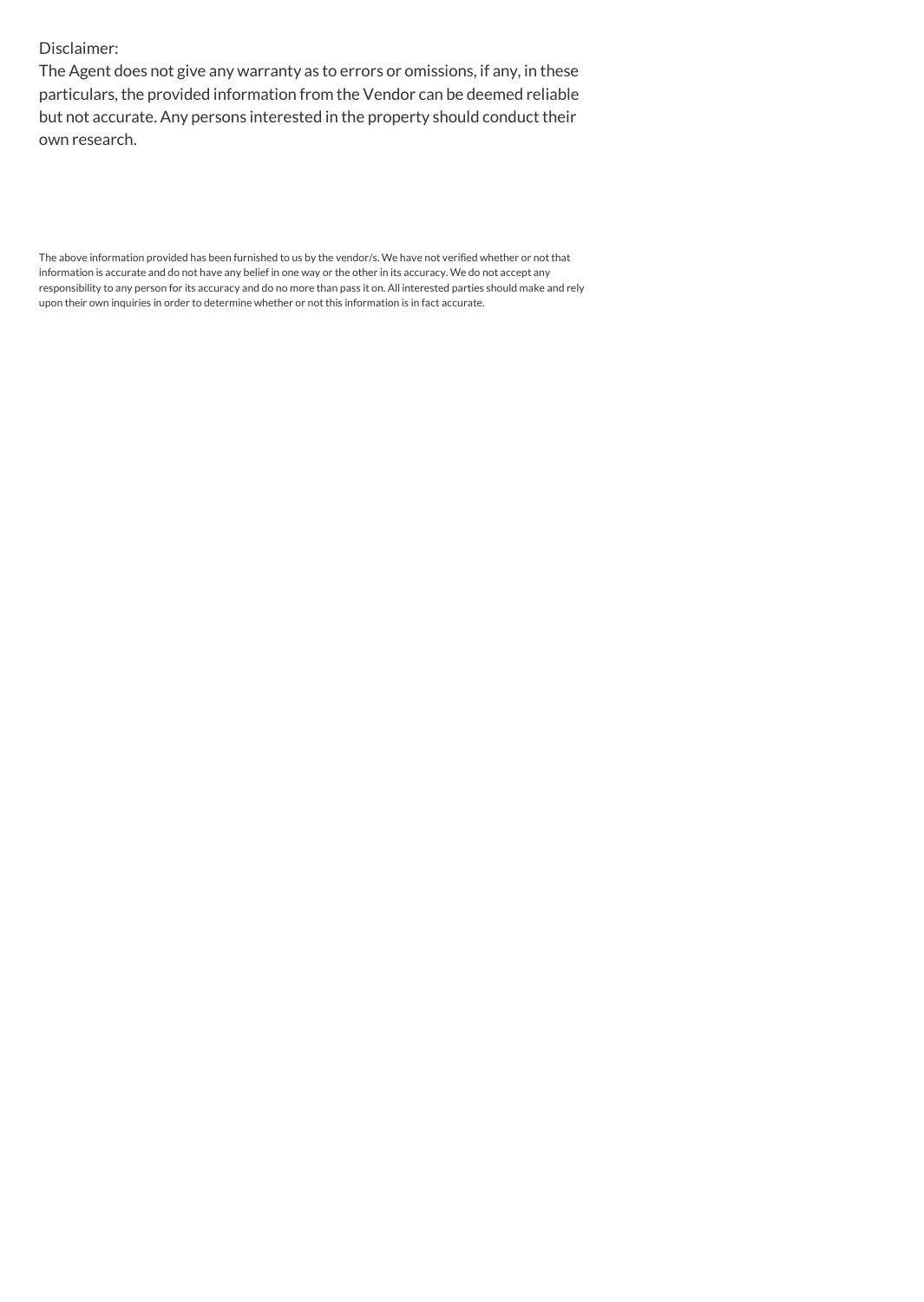Disclaimer:

The Agent does not give any warranty as to errors or omissions, if any, in these particulars, the provided information from the Vendor can be deemed reliable but not accurate. Any persons interested in the property should conduct their own research.

The above information provided has been furnished to us by the vendor/s. We have not verified whether or not that information is accurate and do not have any belief in one way or the other in its accuracy. We do not accept any responsibility to any person for its accuracy and do no more than pass it on. All interested parties should make and rely upon their own inquiries in order to determine whether or not this information is in fact accurate.